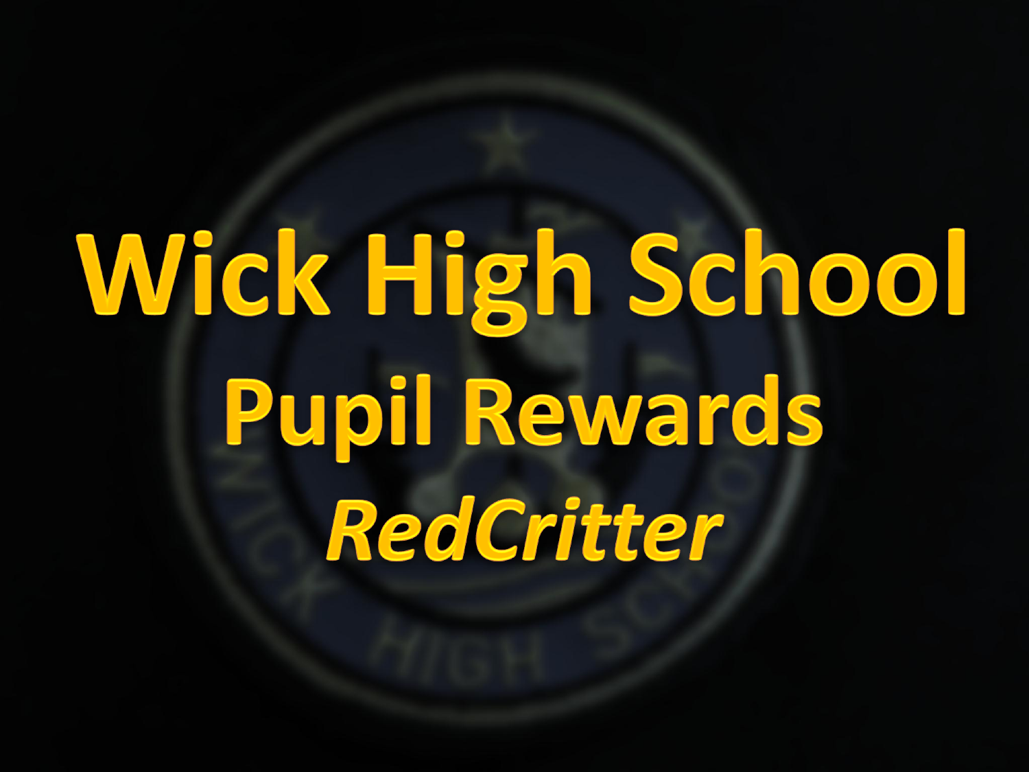# Wick High School

## Pupil Rewards

## *RedCritter*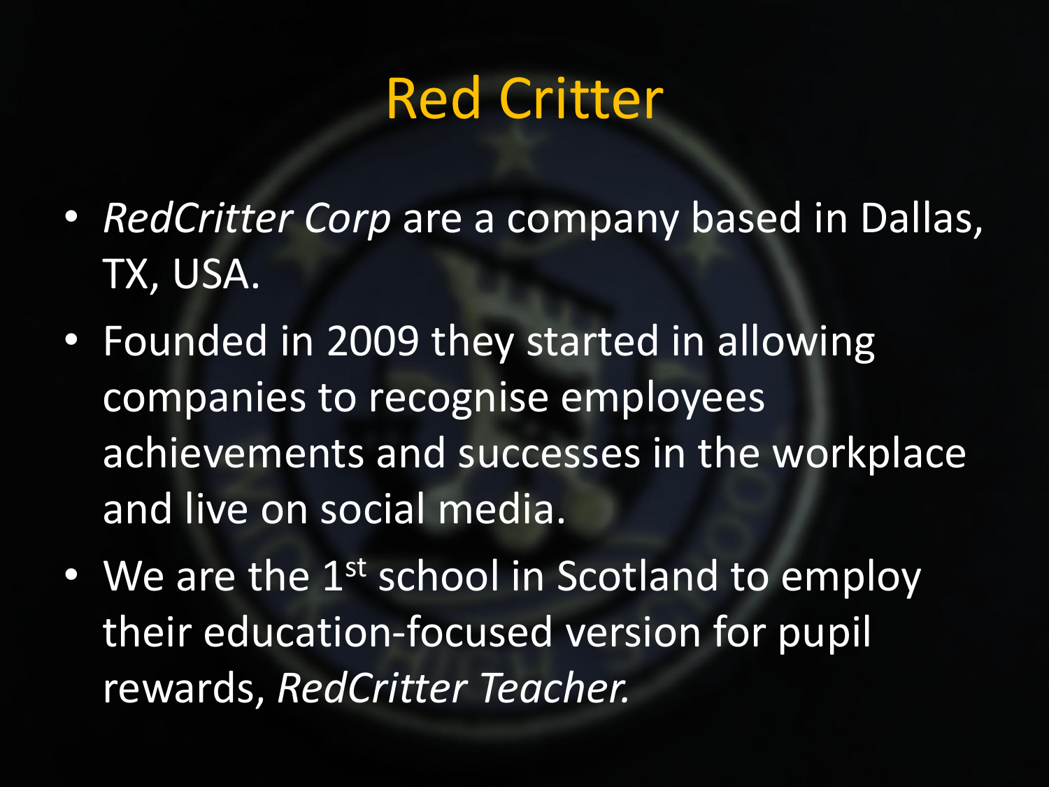# Red Critter

- *RedCritter Corp* are a company based in Dallas, TX, USA.
- Founded in 2009 they started in allowing companies to recognise employees achievements and successes in the workplace and live on social media.
- We are the 1st school in Scotland to employ their education-focused version for pupil rewards, *RedCritter Teacher.*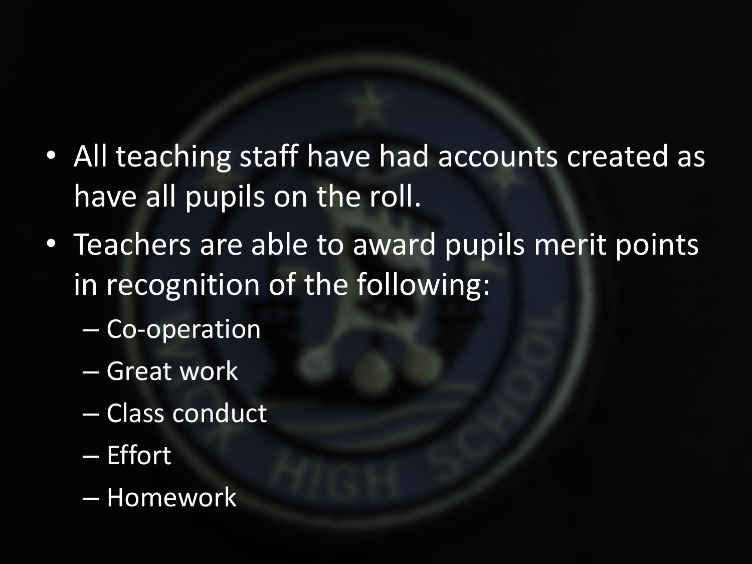- All teaching staff have had accounts created as have all pupils on the roll.
- Teachers are able to award pupils merit points in recognition of the following:
  - Co-operation
  - Great work
  - Class conduct
  - Effort
  - Homework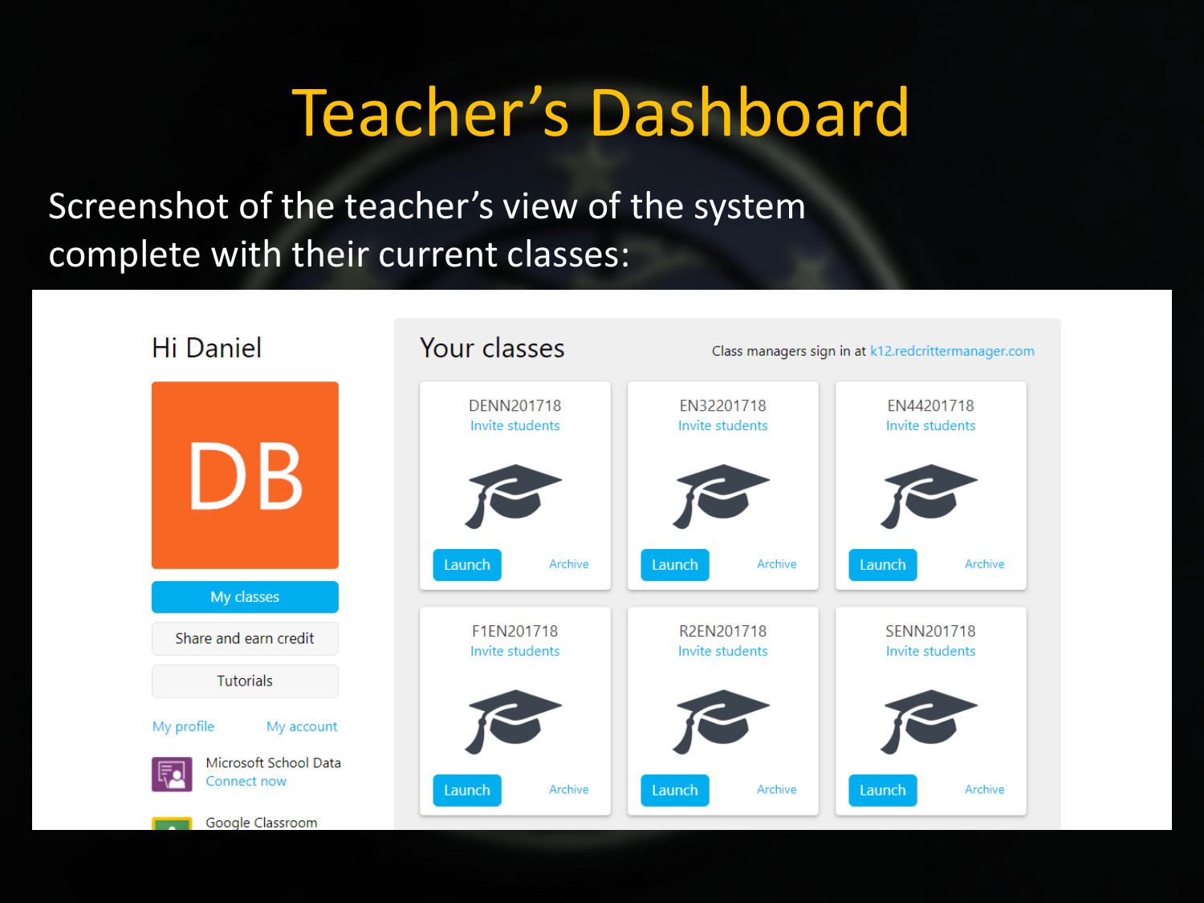# Teacher's Dashboard

Screenshot of the teacher's view of the system complete with their current classes:

Hi Daniel

DB

My classes

Share and earn credit

Tutorials

My profile My account

Microsoft School Data
Connect now

Google Classroom

## Your classes

Class managers sign in at k12.redcrittermanager.com

| | | |
|---|---|---|
| DENN201718<br>Invite students<br>Launch Archive | EN32201718<br>Invite students<br>Launch Archive | EN44201718<br>Invite students<br>Launch Archive |
| F1EN201718<br>Invite students<br>Launch Archive | R2EN201718<br>Invite students<br>Launch Archive | SENN201718<br>Invite students<br>Launch Archive |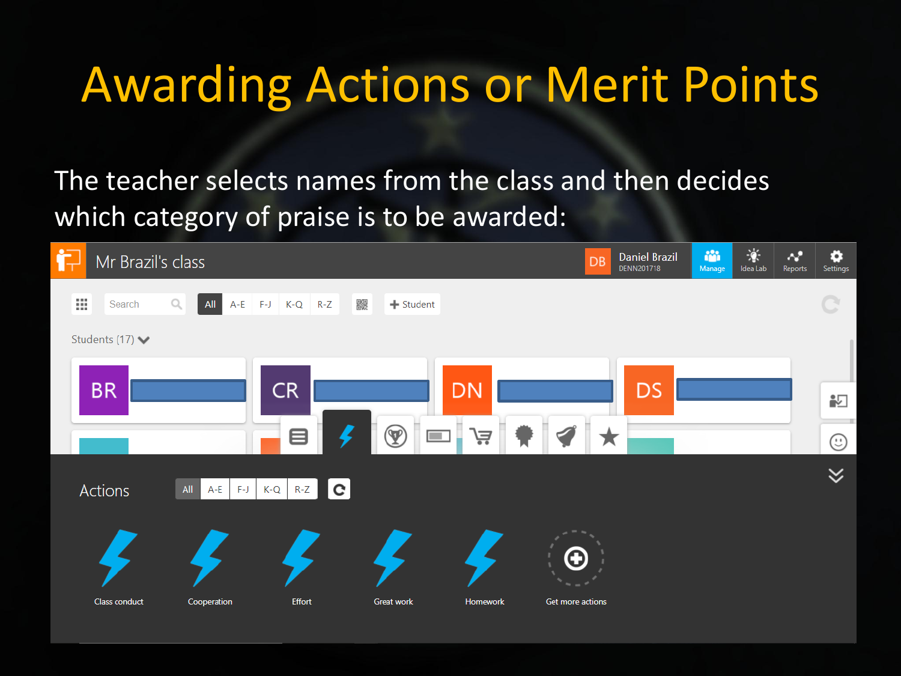# Awarding Actions or Merit Points

The teacher selects names from the class and then decides which category of praise is to be awarded:

Mr Brazil's class

Daniel Brazil
DENN201718

Manage | Idea Lab | Reports | Settings

Search | All | A-E | F-J | K-Q | R-Z | Student

Students (17)

BR | CR | DN | DS

Actions

All | A-E | F-J | K-Q | R-Z

Class conduct | Cooperation | Effort | Great work | Homework | Get more actions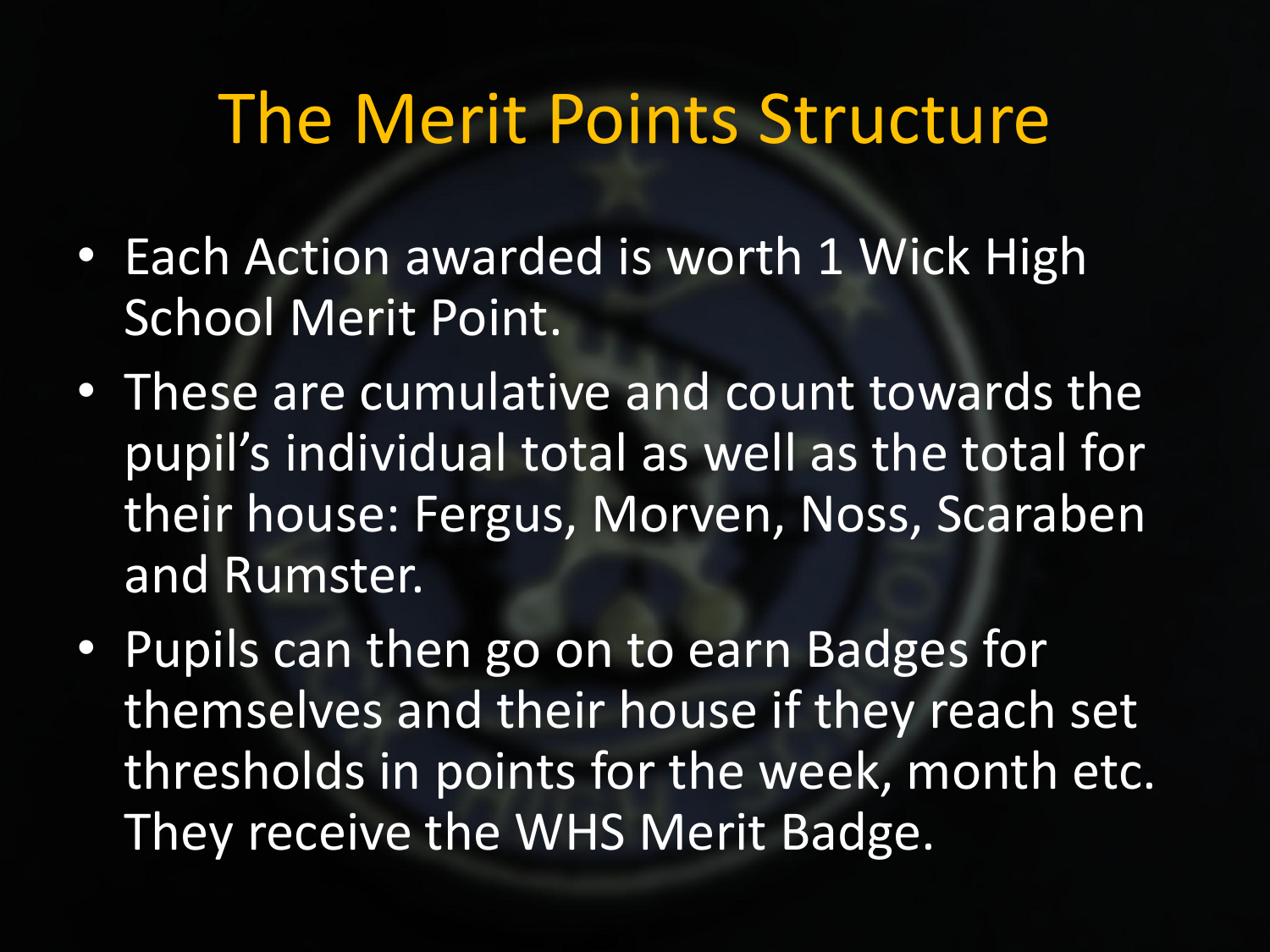# The Merit Points Structure

- Each Action awarded is worth 1 Wick High School Merit Point.
- These are cumulative and count towards the pupil's individual total as well as the total for their house: Fergus, Morven, Noss, Scaraben and Rumster.
- Pupils can then go on to earn Badges for themselves and their house if they reach set thresholds in points for the week, month etc. They receive the WHS Merit Badge.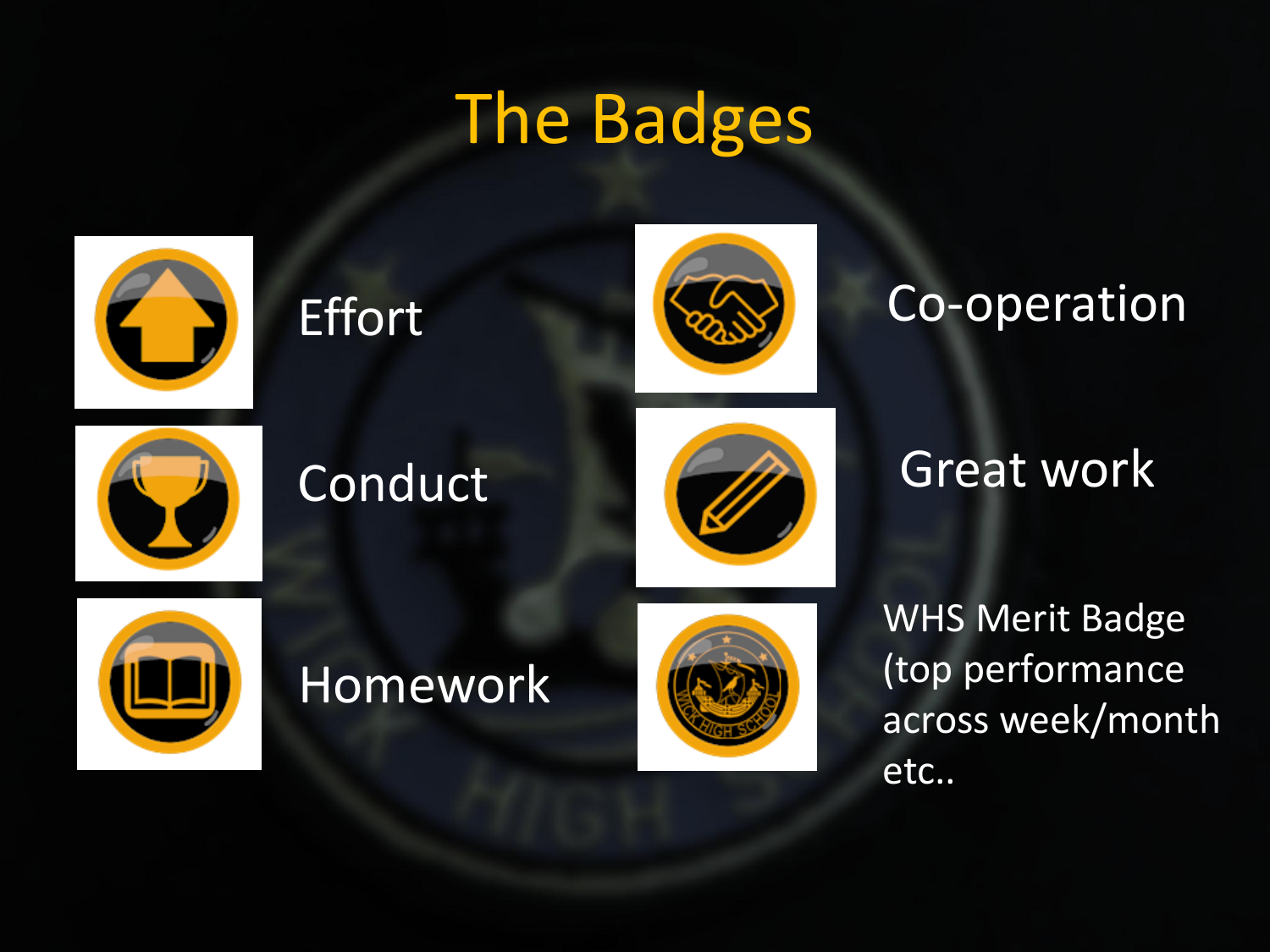# The Badges

- Effort
- Conduct
- Homework
- Co-operation
- Great work
- WHS Merit Badge (top performance across week/month etc..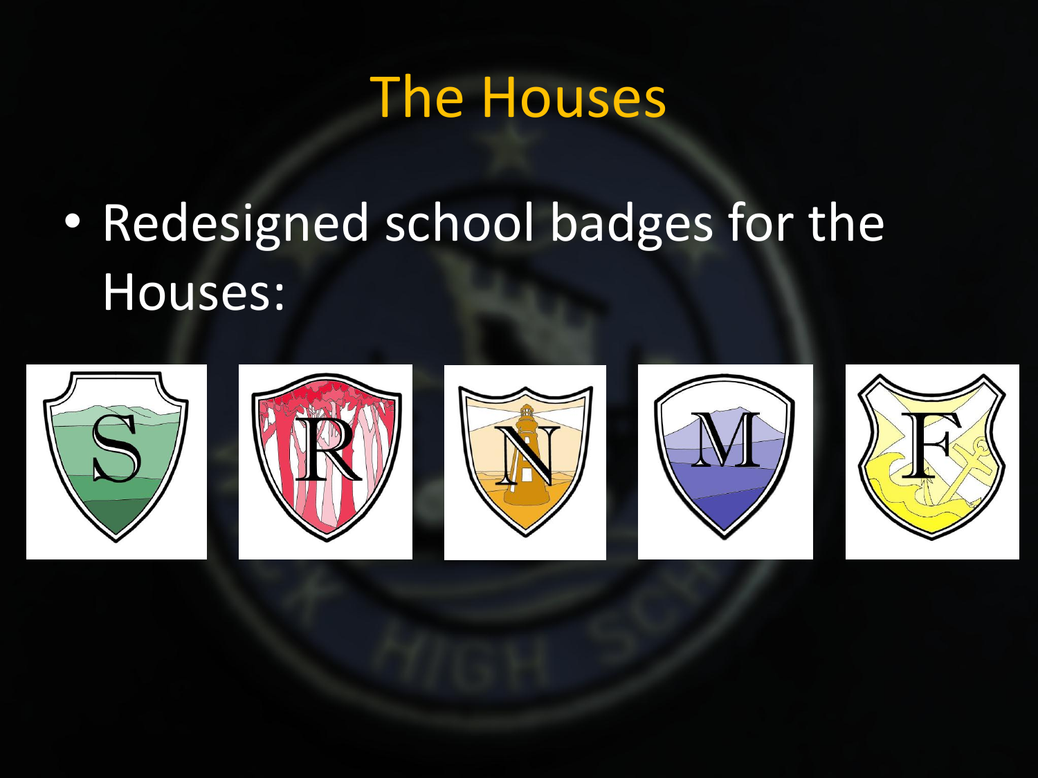# The Houses

- Redesigned school badges for the Houses: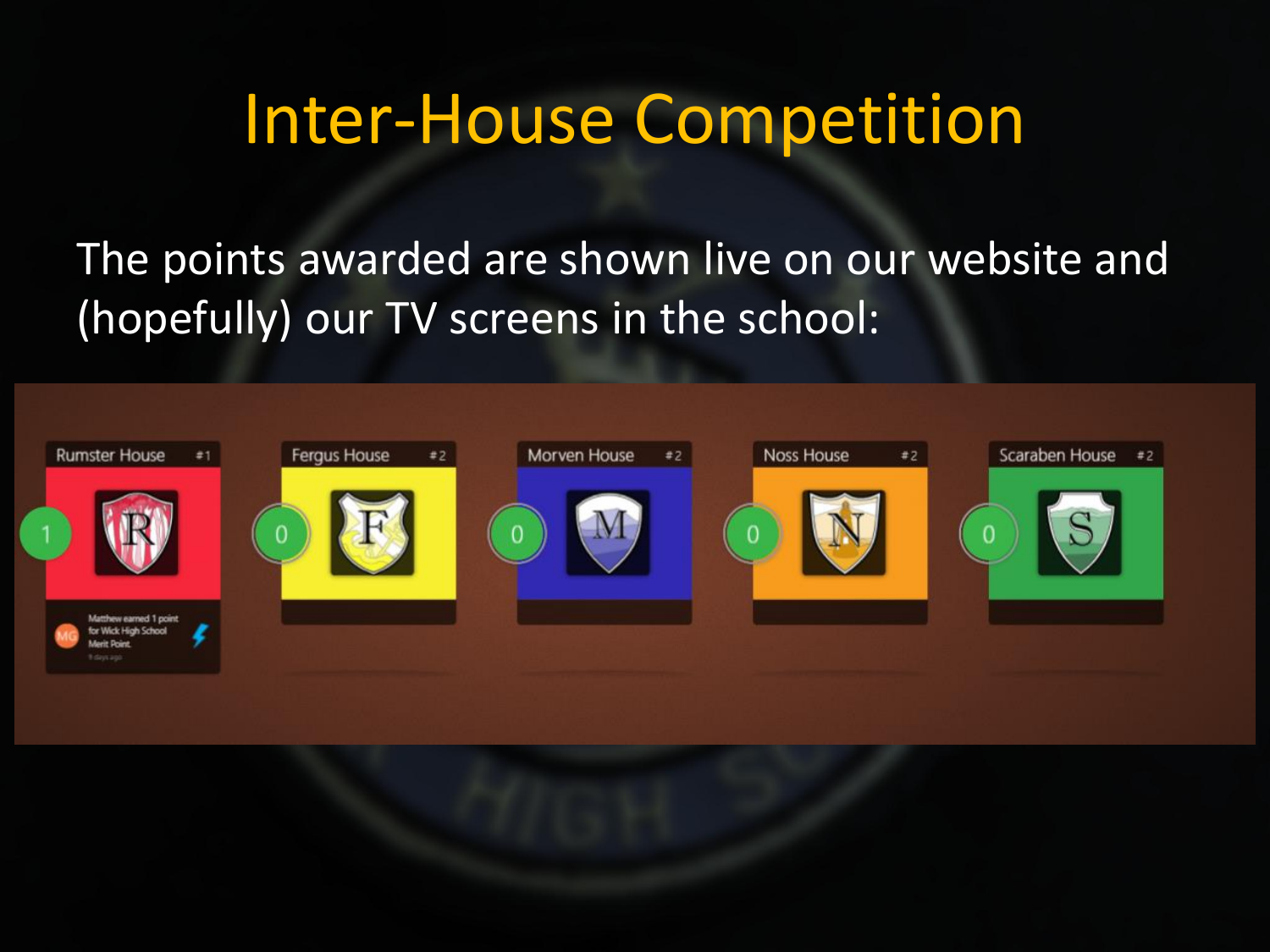# Inter-House Competition

The points awarded are shown live on our website and (hopefully) our TV screens in the school:

| House | Rank | Points |
| --- | --- | --- |
| Rumster House | #1 | 1 |
| Fergus House | #2 | 0 |
| Morven House | #2 | 0 |
| Noss House | #2 | 0 |
| Scaraben House | #2 | 0 |

Matthew earned 1 point for Wick High School Merit Point.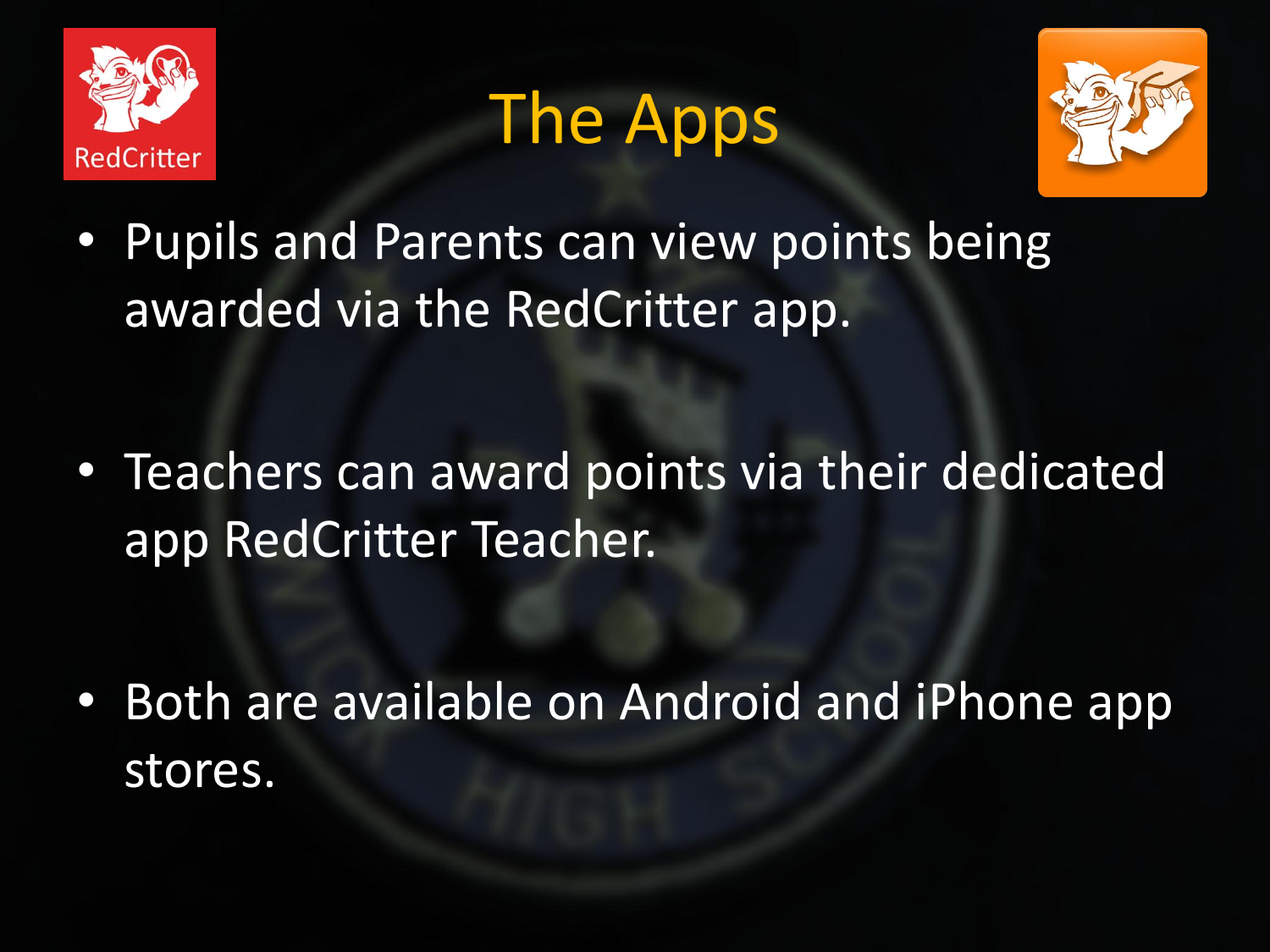# The Apps

- Pupils and Parents can view points being awarded via the RedCritter app.
- Teachers can award points via their dedicated app RedCritter Teacher.
- Both are available on Android and iPhone app stores.